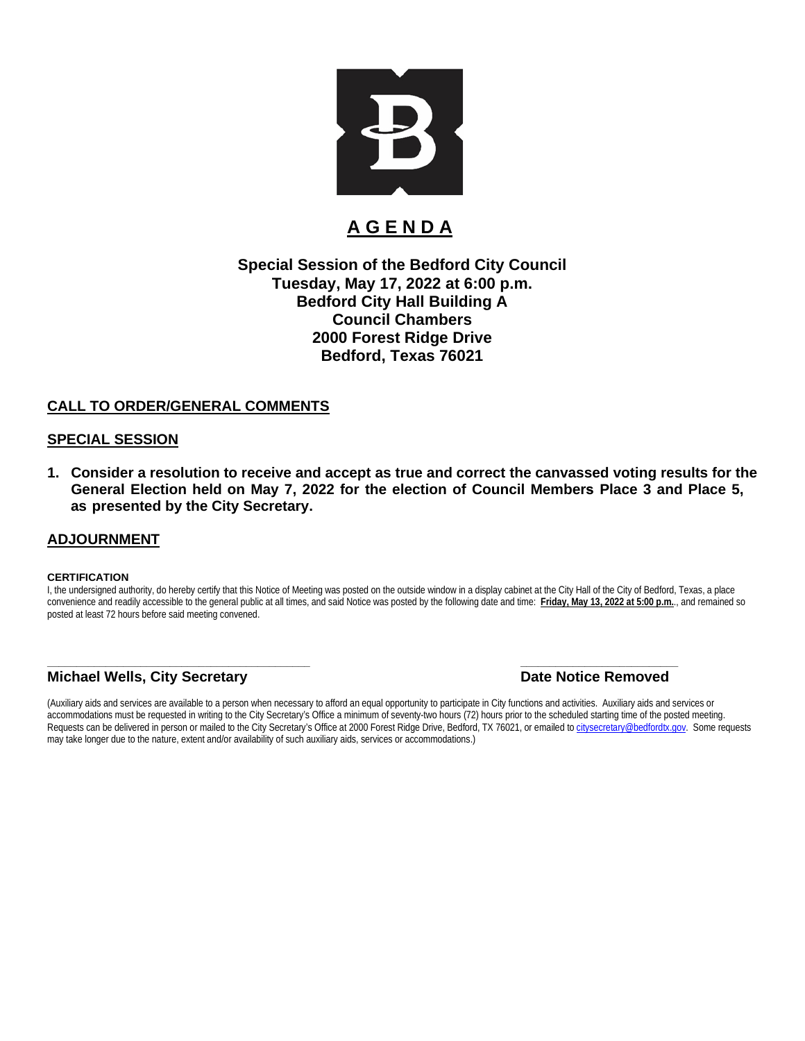# A G E N D A

**Special Session of the Bedford City Council**
**Tuesday, May 17, 2022 at 6:00 p.m.**
**Bedford City Hall Building A**
**Council Chambers**
**2000 Forest Ridge Drive**
**Bedford, Texas 76021**

## CALL TO ORDER/GENERAL COMMENTS

## SPECIAL SESSION

1. **Consider a resolution to receive and accept as true and correct the canvassed voting results for the General Election held on May 7, 2022 for the election of Council Members Place 3 and Place 5, as presented by the City Secretary.**

## ADJOURNMENT

**CERTIFICATION**

I, the undersigned authority, do hereby certify that this Notice of Meeting was posted on the outside window in a display cabinet at the City Hall of the City of Bedford, Texas, a place convenience and readily accessible to the general public at all times, and said Notice was posted by the following date and time: **Friday, May 13, 2022 at 5:00 p.m.**., and remained so posted at least 72 hours before said meeting convened.

\_\_\_\_\_\_\_\_\_\_\_\_\_\_\_\_\_\_\_\_\_\_\_\_\_\_\_\_\_\_\_\_\_\_\_\_\_\_
**Michael Wells, City Secretary**

\_\_\_\_\_\_\_\_\_\_\_\_\_\_\_\_\_\_\_\_\_\_
**Date Notice Removed**

(Auxiliary aids and services are available to a person when necessary to afford an equal opportunity to participate in City functions and activities. Auxiliary aids and services or accommodations must be requested in writing to the City Secretary's Office a minimum of seventy-two hours (72) hours prior to the scheduled starting time of the posted meeting. Requests can be delivered in person or mailed to the City Secretary's Office at 2000 Forest Ridge Drive, Bedford, TX 76021, or emailed to citysecretary@bedfordtx.gov. Some requests may take longer due to the nature, extent and/or availability of such auxiliary aids, services or accommodations.)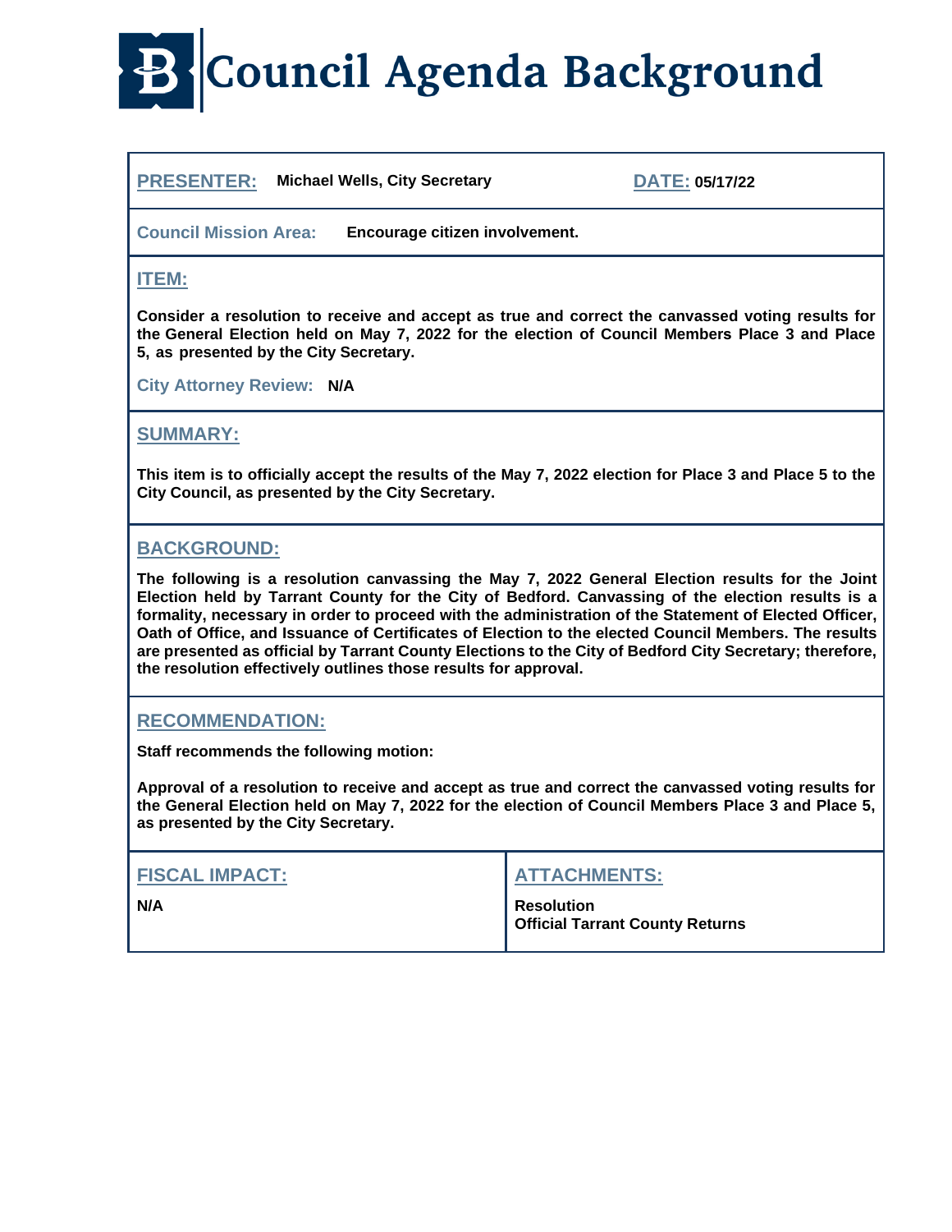# Council Agenda Background

**PRESENTER:** Michael Wells, City Secretary

**DATE:** 05/17/22

**Council Mission Area:** Encourage citizen involvement.

## ITEM:

**Consider a resolution to receive and accept as true and correct the canvassed voting results for the General Election held on May 7, 2022 for the election of Council Members Place 3 and Place 5, as presented by the City Secretary.**

**City Attorney Review:** N/A

## SUMMARY:

**This item is to officially accept the results of the May 7, 2022 election for Place 3 and Place 5 to the City Council, as presented by the City Secretary.**

## BACKGROUND:

**The following is a resolution canvassing the May 7, 2022 General Election results for the Joint Election held by Tarrant County for the City of Bedford. Canvassing of the election results is a formality, necessary in order to proceed with the administration of the Statement of Elected Officer, Oath of Office, and Issuance of Certificates of Election to the elected Council Members. The results are presented as official by Tarrant County Elections to the City of Bedford City Secretary; therefore, the resolution effectively outlines those results for approval.**

## RECOMMENDATION:

**Staff recommends the following motion:**

**Approval of a resolution to receive and accept as true and correct the canvassed voting results for the General Election held on May 7, 2022 for the election of Council Members Place 3 and Place 5, as presented by the City Secretary.**

## FISCAL IMPACT:

N/A

## ATTACHMENTS:

Resolution
Official Tarrant County Returns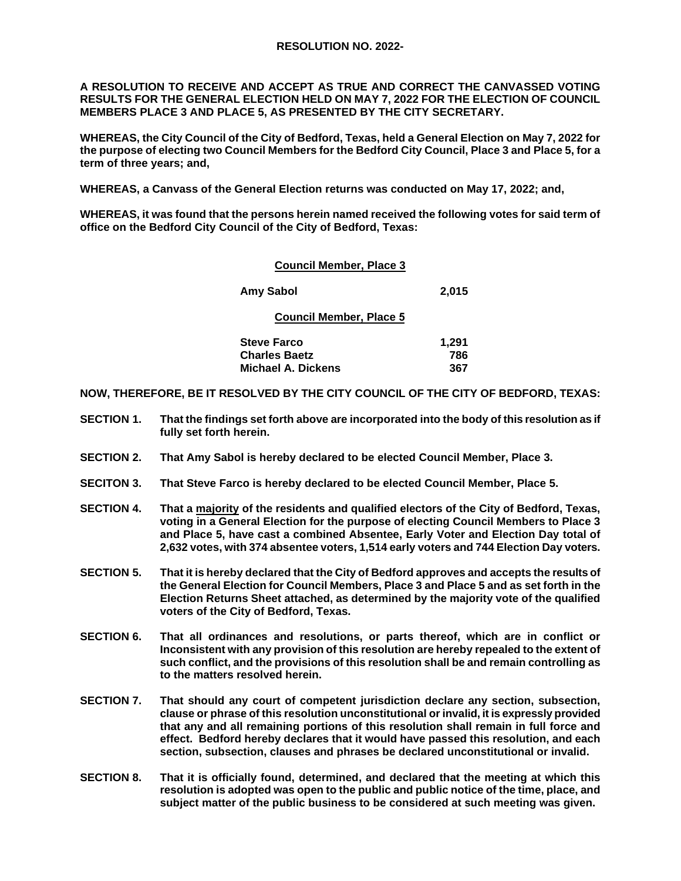**RESOLUTION NO. 2022-**

**A RESOLUTION TO RECEIVE AND ACCEPT AS TRUE AND CORRECT THE CANVASSED VOTING RESULTS FOR THE GENERAL ELECTION HELD ON MAY 7, 2022 FOR THE ELECTION OF COUNCIL MEMBERS PLACE 3 AND PLACE 5, AS PRESENTED BY THE CITY SECRETARY.**

**WHEREAS, the City Council of the City of Bedford, Texas, held a General Election on May 7, 2022 for the purpose of electing two Council Members for the Bedford City Council, Place 3 and Place 5, for a term of three years; and,**

**WHEREAS, a Canvass of the General Election returns was conducted on May 17, 2022; and,**

**WHEREAS, it was found that the persons herein named received the following votes for said term of office on the Bedford City Council of the City of Bedford, Texas:**

| **Council Member, Place 3** | |
|---|---|
| **Amy Sabol** | **2,015** |
| **Council Member, Place 5** | |
| **Steve Farco** | **1,291** |
| **Charles Baetz** | **786** |
| **Michael A. Dickens** | **367** |

**NOW, THEREFORE, BE IT RESOLVED BY THE CITY COUNCIL OF THE CITY OF BEDFORD, TEXAS:**

**SECTION 1.** **That the findings set forth above are incorporated into the body of this resolution as if fully set forth herein.**

**SECTION 2.** **That Amy Sabol is hereby declared to be elected Council Member, Place 3.**

**SECITON 3.** **That Steve Farco is hereby declared to be elected Council Member, Place 5.**

**SECTION 4.** **That a majority of the residents and qualified electors of the City of Bedford, Texas, voting in a General Election for the purpose of electing Council Members to Place 3 and Place 5, have cast a combined Absentee, Early Voter and Election Day total of 2,632 votes, with 374 absentee voters, 1,514 early voters and 744 Election Day voters.**

**SECTION 5.** **That it is hereby declared that the City of Bedford approves and accepts the results of the General Election for Council Members, Place 3 and Place 5 and as set forth in the Election Returns Sheet attached, as determined by the majority vote of the qualified voters of the City of Bedford, Texas.**

**SECTION 6.** **That all ordinances and resolutions, or parts thereof, which are in conflict or Inconsistent with any provision of this resolution are hereby repealed to the extent of such conflict, and the provisions of this resolution shall be and remain controlling as to the matters resolved herein.**

**SECTION 7.** **That should any court of competent jurisdiction declare any section, subsection, clause or phrase of this resolution unconstitutional or invalid, it is expressly provided that any and all remaining portions of this resolution shall remain in full force and effect. Bedford hereby declares that it would have passed this resolution, and each section, subsection, clauses and phrases be declared unconstitutional or invalid.**

**SECTION 8.** **That it is officially found, determined, and declared that the meeting at which this resolution is adopted was open to the public and public notice of the time, place, and subject matter of the public business to be considered at such meeting was given.**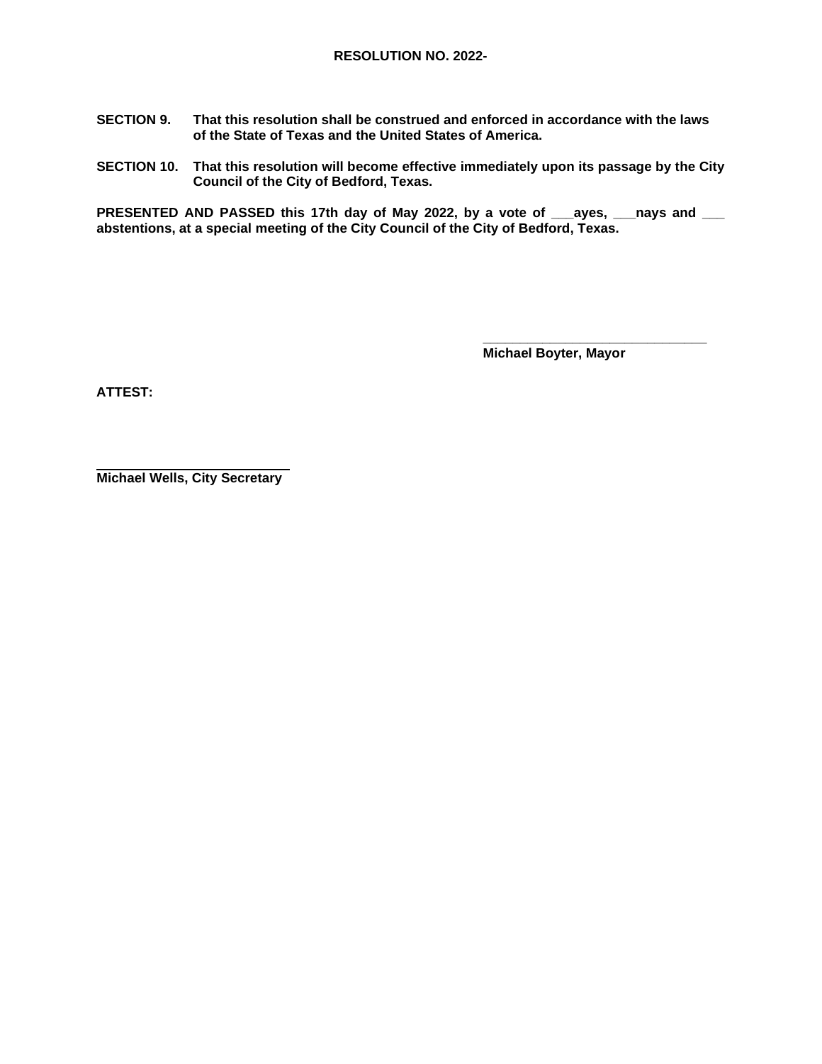**RESOLUTION NO. 2022-**

**SECTION 9.** **That this resolution shall be construed and enforced in accordance with the laws of the State of Texas and the United States of America.**

**SECTION 10.** **That this resolution will become effective immediately upon its passage by the City Council of the City of Bedford, Texas.**

**PRESENTED AND PASSED this 17th day of May 2022, by a vote of ___ayes, ___nays and ___ abstentions, at a special meeting of the City Council of the City of Bedford, Texas.**

______________________________
**Michael Boyter, Mayor**

**ATTEST:**

______________________________
**Michael Wells, City Secretary**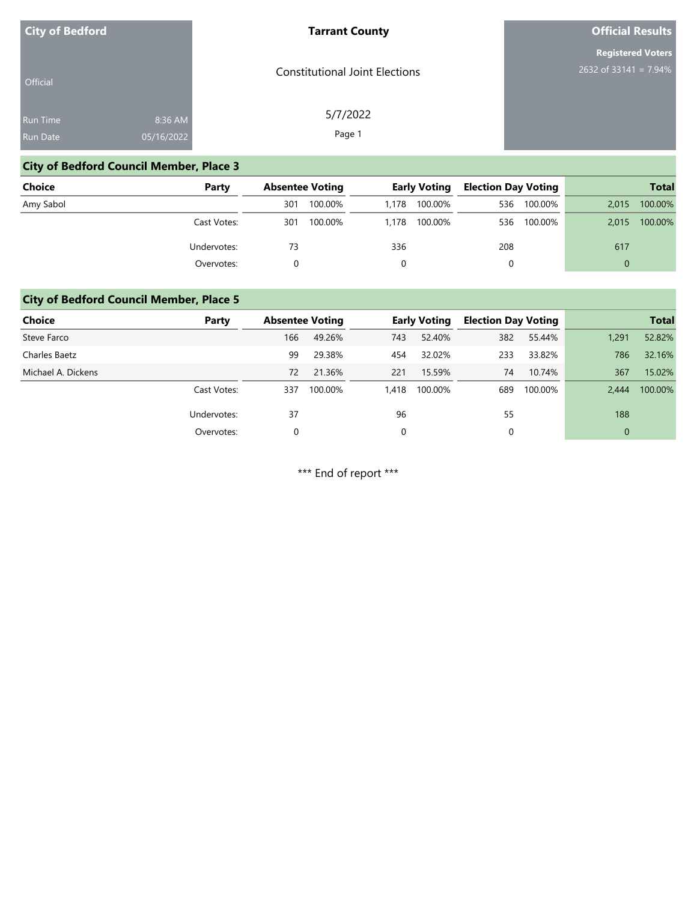City of Bedford

Official

Run Time 8:36 AM

Run Date 05/16/2022

**Tarrant County**

Constitutional Joint Elections

5/7/2022

**Official Results**

**Registered Voters**

2632 of 33141 = 7.94%

## City of Bedford Council Member, Place 3

| Choice | Party | Absentee Voting | | Early Voting | | Election Day Voting | | Total | |
|---|---|---|---|---|---|---|---|---|---|
| Amy Sabol | | 301 | 100.00% | 1,178 | 100.00% | 536 | 100.00% | 2,015 | 100.00% |
| | Cast Votes: | 301 | 100.00% | 1,178 | 100.00% | 536 | 100.00% | 2,015 | 100.00% |
| | Undervotes: | 73 | | 336 | | 208 | | 617 | |
| | Overvotes: | 0 | | 0 | | 0 | | 0 | |

## City of Bedford Council Member, Place 5

| Choice | Party | Absentee Voting | | Early Voting | | Election Day Voting | | Total | |
|---|---|---|---|---|---|---|---|---|---|
| Steve Farco | | 166 | 49.26% | 743 | 52.40% | 382 | 55.44% | 1,291 | 52.82% |
| Charles Baetz | | 99 | 29.38% | 454 | 32.02% | 233 | 33.82% | 786 | 32.16% |
| Michael A. Dickens | | 72 | 21.36% | 221 | 15.59% | 74 | 10.74% | 367 | 15.02% |
| | Cast Votes: | 337 | 100.00% | 1,418 | 100.00% | 689 | 100.00% | 2,444 | 100.00% |
| | Undervotes: | 37 | | 96 | | 55 | | 188 | |
| | Overvotes: | 0 | | 0 | | 0 | | 0 | |

*** End of report ***